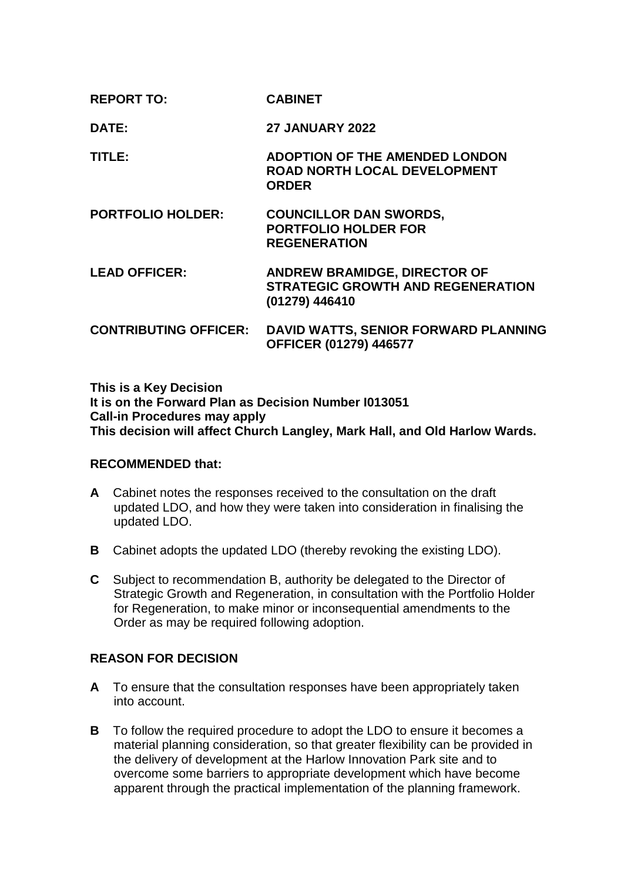**REPORT TO:** **CABINET**

**DATE:** **27 JANUARY 2022**

**TITLE:** **ADOPTION OF THE AMENDED LONDON ROAD NORTH LOCAL DEVELOPMENT ORDER**

**PORTFOLIO HOLDER:** **COUNCILLOR DAN SWORDS, PORTFOLIO HOLDER FOR REGENERATION**

**LEAD OFFICER:** **ANDREW BRAMIDGE, DIRECTOR OF STRATEGIC GROWTH AND REGENERATION (01279) 446410**

**CONTRIBUTING OFFICER:** **DAVID WATTS, SENIOR FORWARD PLANNING OFFICER (01279) 446577**

**This is a Key Decision**
**It is on the Forward Plan as Decision Number I013051**
**Call-in Procedures may apply**
**This decision will affect Church Langley, Mark Hall, and Old Harlow Wards.**

**RECOMMENDED that:**

**A** Cabinet notes the responses received to the consultation on the draft updated LDO, and how they were taken into consideration in finalising the updated LDO.

**B** Cabinet adopts the updated LDO (thereby revoking the existing LDO).

**C** Subject to recommendation B, authority be delegated to the Director of Strategic Growth and Regeneration, in consultation with the Portfolio Holder for Regeneration, to make minor or inconsequential amendments to the Order as may be required following adoption.

**REASON FOR DECISION**

**A** To ensure that the consultation responses have been appropriately taken into account.

**B** To follow the required procedure to adopt the LDO to ensure it becomes a material planning consideration, so that greater flexibility can be provided in the delivery of development at the Harlow Innovation Park site and to overcome some barriers to appropriate development which have become apparent through the practical implementation of the planning framework.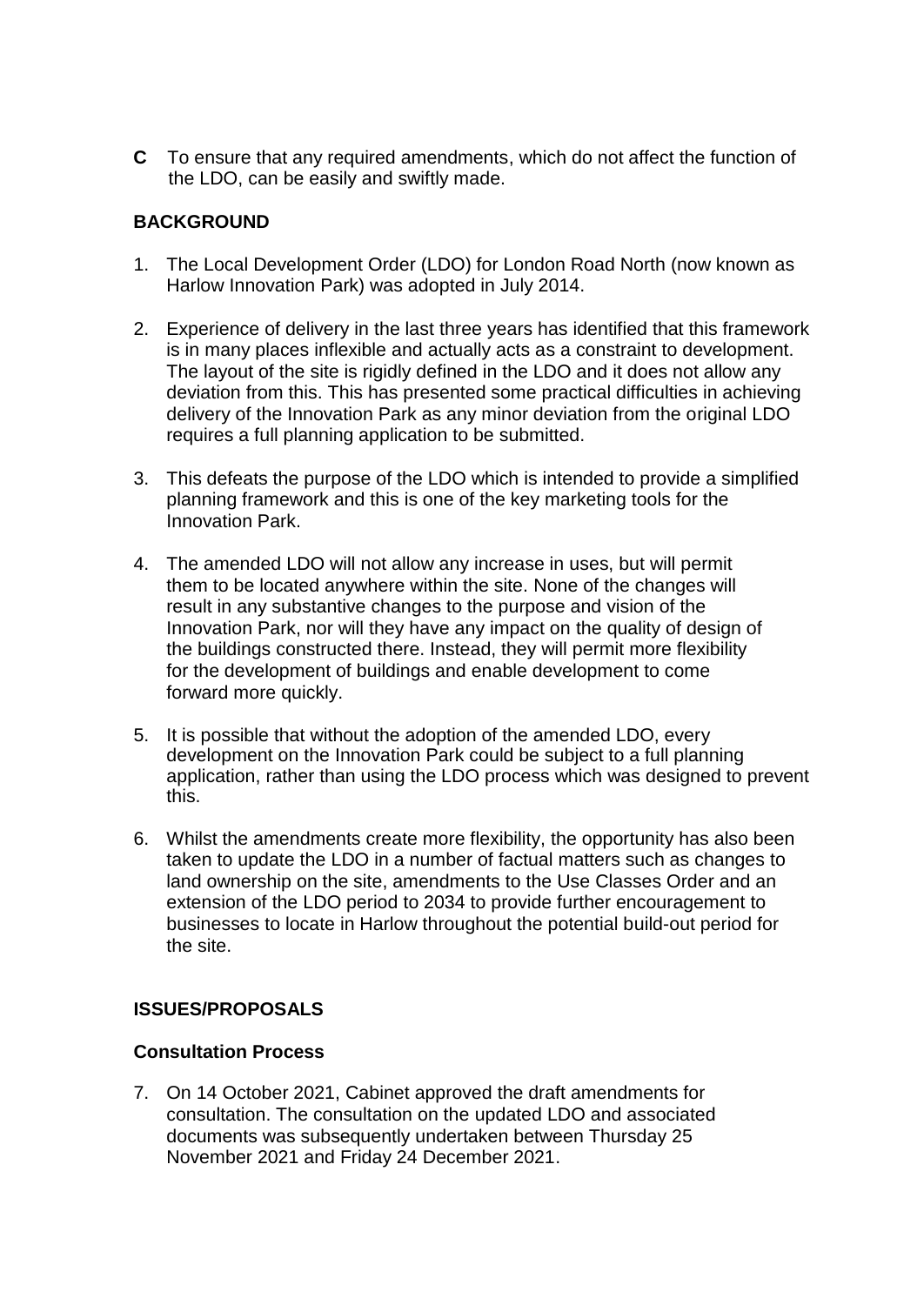**C** To ensure that any required amendments, which do not affect the function of the LDO, can be easily and swiftly made.

**BACKGROUND**

1. The Local Development Order (LDO) for London Road North (now known as Harlow Innovation Park) was adopted in July 2014.

2. Experience of delivery in the last three years has identified that this framework is in many places inflexible and actually acts as a constraint to development. The layout of the site is rigidly defined in the LDO and it does not allow any deviation from this. This has presented some practical difficulties in achieving delivery of the Innovation Park as any minor deviation from the original LDO requires a full planning application to be submitted.

3. This defeats the purpose of the LDO which is intended to provide a simplified planning framework and this is one of the key marketing tools for the Innovation Park.

4. The amended LDO will not allow any increase in uses, but will permit them to be located anywhere within the site. None of the changes will result in any substantive changes to the purpose and vision of the Innovation Park, nor will they have any impact on the quality of design of the buildings constructed there. Instead, they will permit more flexibility for the development of buildings and enable development to come forward more quickly.

5. It is possible that without the adoption of the amended LDO, every development on the Innovation Park could be subject to a full planning application, rather than using the LDO process which was designed to prevent this.

6. Whilst the amendments create more flexibility, the opportunity has also been taken to update the LDO in a number of factual matters such as changes to land ownership on the site, amendments to the Use Classes Order and an extension of the LDO period to 2034 to provide further encouragement to businesses to locate in Harlow throughout the potential build-out period for the site.

**ISSUES/PROPOSALS**

**Consultation Process**

7. On 14 October 2021, Cabinet approved the draft amendments for consultation. The consultation on the updated LDO and associated documents was subsequently undertaken between Thursday 25 November 2021 and Friday 24 December 2021.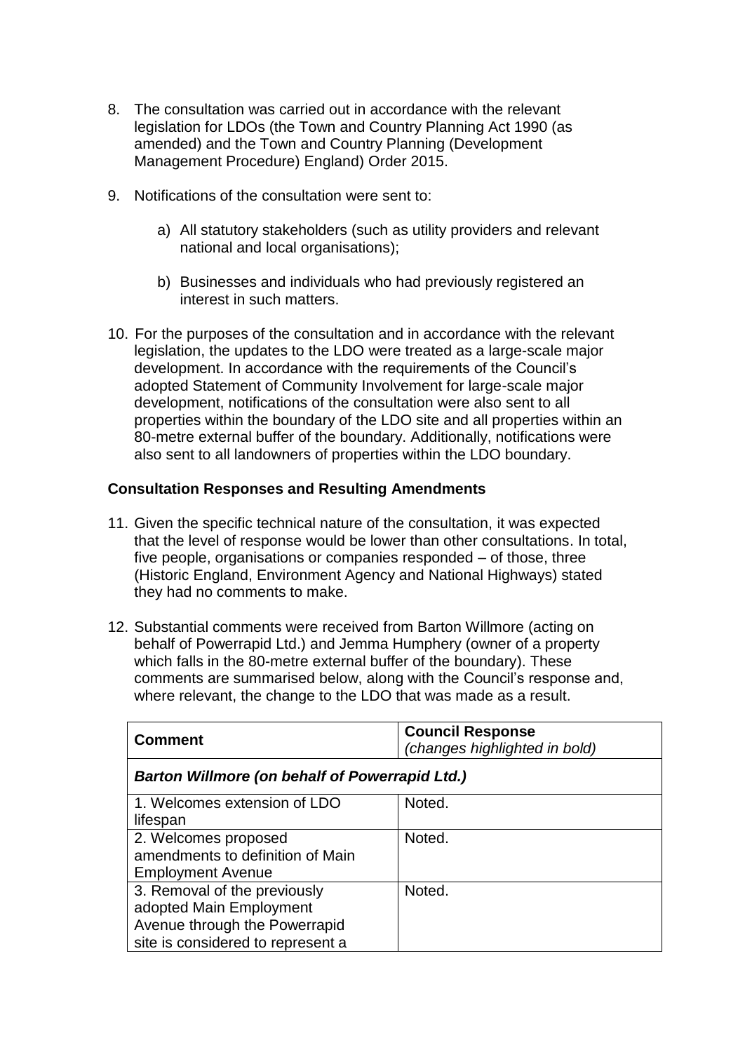8. The consultation was carried out in accordance with the relevant legislation for LDOs (the Town and Country Planning Act 1990 (as amended) and the Town and Country Planning (Development Management Procedure) England) Order 2015.

9. Notifications of the consultation were sent to:

    a) All statutory stakeholders (such as utility providers and relevant national and local organisations);

    b) Businesses and individuals who had previously registered an interest in such matters.

10. For the purposes of the consultation and in accordance with the relevant legislation, the updates to the LDO were treated as a large-scale major development. In accordance with the requirements of the Council's adopted Statement of Community Involvement for large-scale major development, notifications of the consultation were also sent to all properties within the boundary of the LDO site and all properties within an 80-metre external buffer of the boundary. Additionally, notifications were also sent to all landowners of properties within the LDO boundary.

### Consultation Responses and Resulting Amendments

11. Given the specific technical nature of the consultation, it was expected that the level of response would be lower than other consultations. In total, five people, organisations or companies responded – of those, three (Historic England, Environment Agency and National Highways) stated they had no comments to make.

12. Substantial comments were received from Barton Willmore (acting on behalf of Powerrapid Ltd.) and Jemma Humphery (owner of a property which falls in the 80-metre external buffer of the boundary). These comments are summarised below, along with the Council's response and, where relevant, the change to the LDO that was made as a result.

| Comment | Council Response *(changes highlighted in bold)* |
|---|---|
| ***Barton Willmore (on behalf of Powerrapid Ltd.)*** | |
| 1. Welcomes extension of LDO lifespan | Noted. |
| 2. Welcomes proposed amendments to definition of Main Employment Avenue | Noted. |
| 3. Removal of the previously adopted Main Employment Avenue through the Powerrapid site is considered to represent a | Noted. |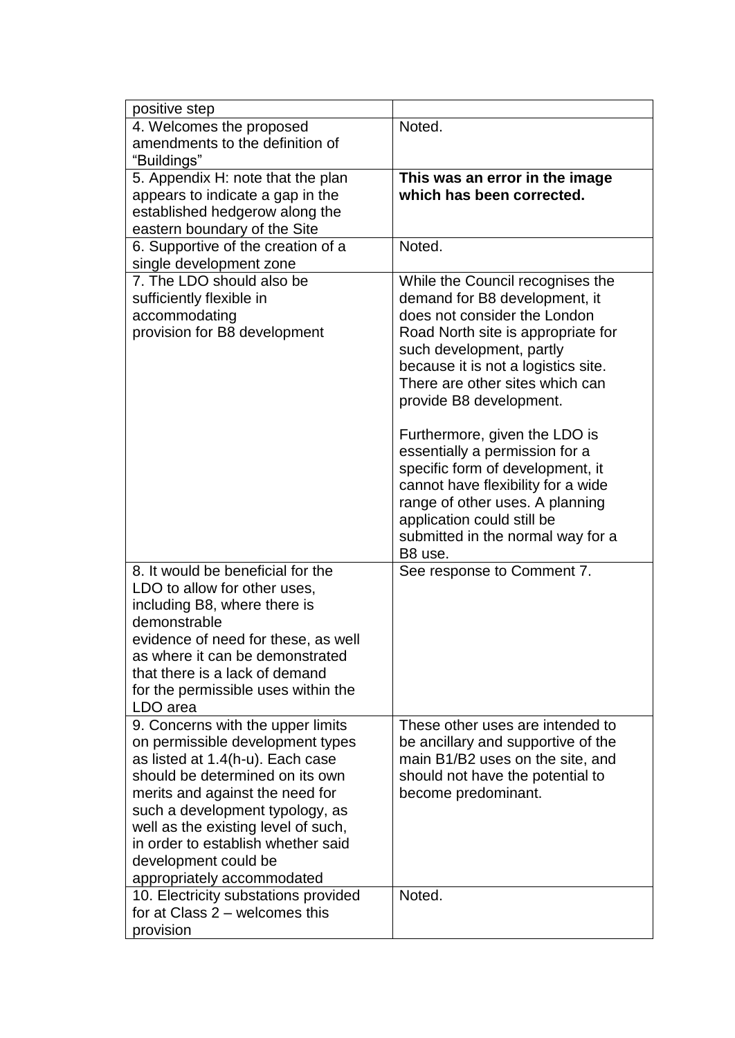| | |
|---|---|
| positive step | |
| 4. Welcomes the proposed amendments to the definition of "Buildings" | Noted. |
| 5. Appendix H: note that the plan appears to indicate a gap in the established hedgerow along the eastern boundary of the Site | **This was an error in the image which has been corrected.** |
| 6. Supportive of the creation of a single development zone | Noted. |
| 7. The LDO should also be sufficiently flexible in accommodating provision for B8 development | While the Council recognises the demand for B8 development, it does not consider the London Road North site is appropriate for such development, partly because it is not a logistics site. There are other sites which can provide B8 development.<br><br>Furthermore, given the LDO is essentially a permission for a specific form of development, it cannot have flexibility for a wide range of other uses. A planning application could still be submitted in the normal way for a B8 use. |
| 8. It would be beneficial for the LDO to allow for other uses, including B8, where there is demonstrable evidence of need for these, as well as where it can be demonstrated that there is a lack of demand for the permissible uses within the LDO area | See response to Comment 7. |
| 9. Concerns with the upper limits on permissible development types as listed at 1.4(h-u). Each case should be determined on its own merits and against the need for such a development typology, as well as the existing level of such, in order to establish whether said development could be appropriately accommodated | These other uses are intended to be ancillary and supportive of the main B1/B2 uses on the site, and should not have the potential to become predominant. |
| 10. Electricity substations provided for at Class 2 – welcomes this provision | Noted. |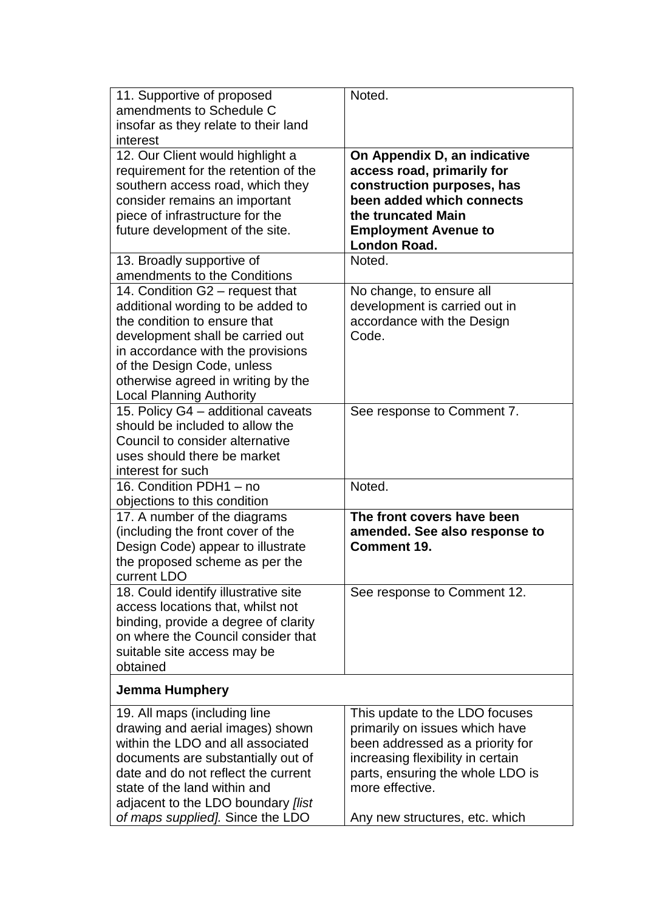| | |
|---|---|
| 11. Supportive of proposed amendments to Schedule C insofar as they relate to their land interest | Noted. |
| 12. Our Client would highlight a requirement for the retention of the southern access road, which they consider remains an important piece of infrastructure for the future development of the site. | **On Appendix D, an indicative access road, primarily for construction purposes, has been added which connects the truncated Main Employment Avenue to London Road.** |
| 13. Broadly supportive of amendments to the Conditions | Noted. |
| 14. Condition G2 – request that additional wording to be added to the condition to ensure that development shall be carried out in accordance with the provisions of the Design Code, unless otherwise agreed in writing by the Local Planning Authority | No change, to ensure all development is carried out in accordance with the Design Code. |
| 15. Policy G4 – additional caveats should be included to allow the Council to consider alternative uses should there be market interest for such | See response to Comment 7. |
| 16. Condition PDH1 – no objections to this condition | Noted. |
| 17. A number of the diagrams (including the front cover of the Design Code) appear to illustrate the proposed scheme as per the current LDO | **The front covers have been amended. See also response to Comment 19.** |
| 18. Could identify illustrative site access locations that, whilst not binding, provide a degree of clarity on where the Council consider that suitable site access may be obtained | See response to Comment 12. |
| **Jemma Humphery** | |
| 19. All maps (including line drawing and aerial images) shown within the LDO and all associated documents are substantially out of date and do not reflect the current state of the land within and adjacent to the LDO boundary *[list of maps supplied].* Since the LDO | This update to the LDO focuses primarily on issues which have been addressed as a priority for increasing flexibility in certain parts, ensuring the whole LDO is more effective.<br><br>Any new structures, etc. which |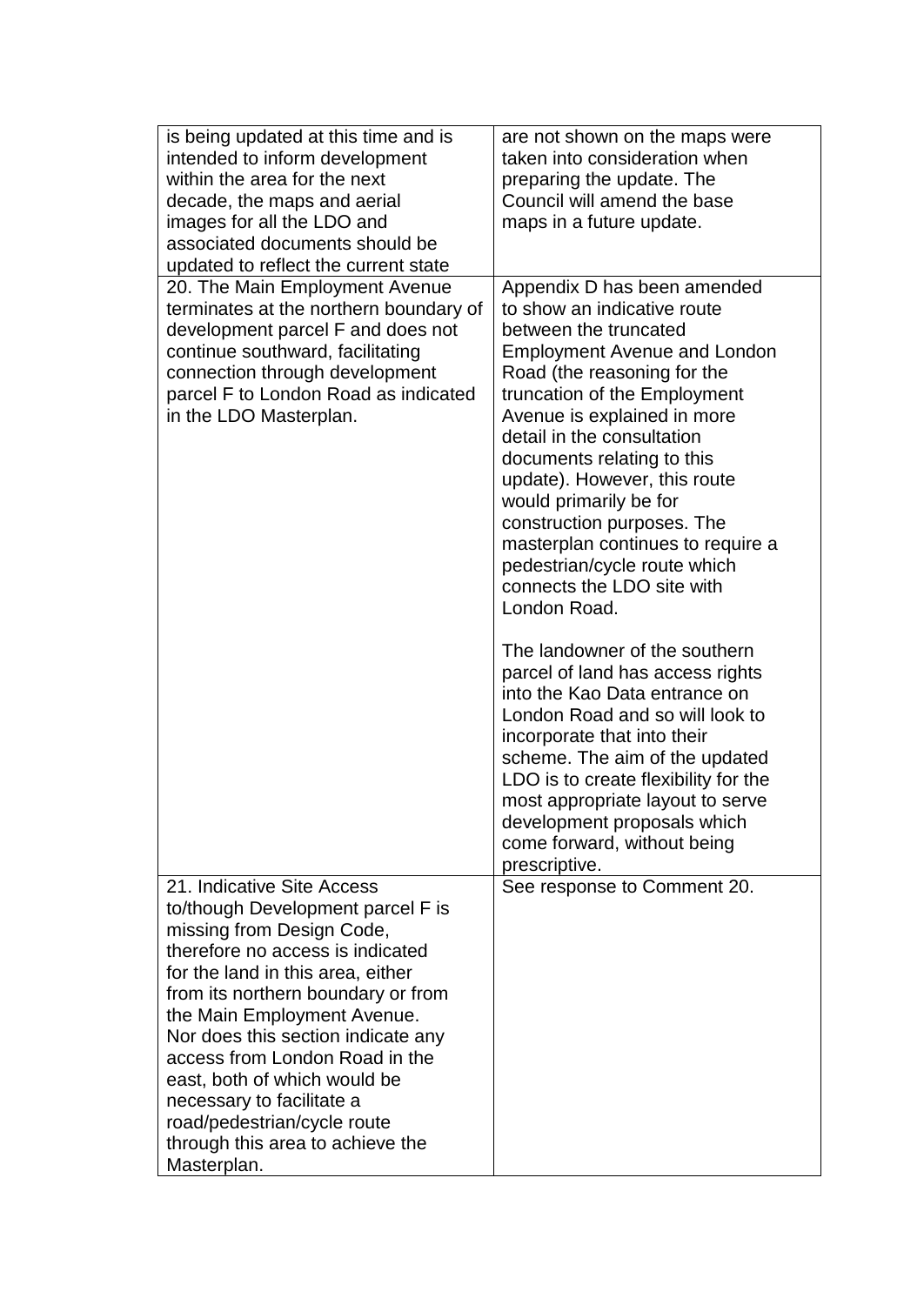| | |
|---|---|
| is being updated at this time and is intended to inform development within the area for the next decade, the maps and aerial images for all the LDO and associated documents should be updated to reflect the current state | are not shown on the maps were taken into consideration when preparing the update. The Council will amend the base maps in a future update. |
| 20. The Main Employment Avenue terminates at the northern boundary of development parcel F and does not continue southward, facilitating connection through development parcel F to London Road as indicated in the LDO Masterplan. | Appendix D has been amended to show an indicative route between the truncated Employment Avenue and London Road (the reasoning for the truncation of the Employment Avenue is explained in more detail in the consultation documents relating to this update). However, this route would primarily be for construction purposes. The masterplan continues to require a pedestrian/cycle route which connects the LDO site with London Road.<br><br>The landowner of the southern parcel of land has access rights into the Kao Data entrance on London Road and so will look to incorporate that into their scheme. The aim of the updated LDO is to create flexibility for the most appropriate layout to serve development proposals which come forward, without being prescriptive. |
| 21. Indicative Site Access to/though Development parcel F is missing from Design Code, therefore no access is indicated for the land in this area, either from its northern boundary or from the Main Employment Avenue. Nor does this section indicate any access from London Road in the east, both of which would be necessary to facilitate a road/pedestrian/cycle route through this area to achieve the Masterplan. | See response to Comment 20. |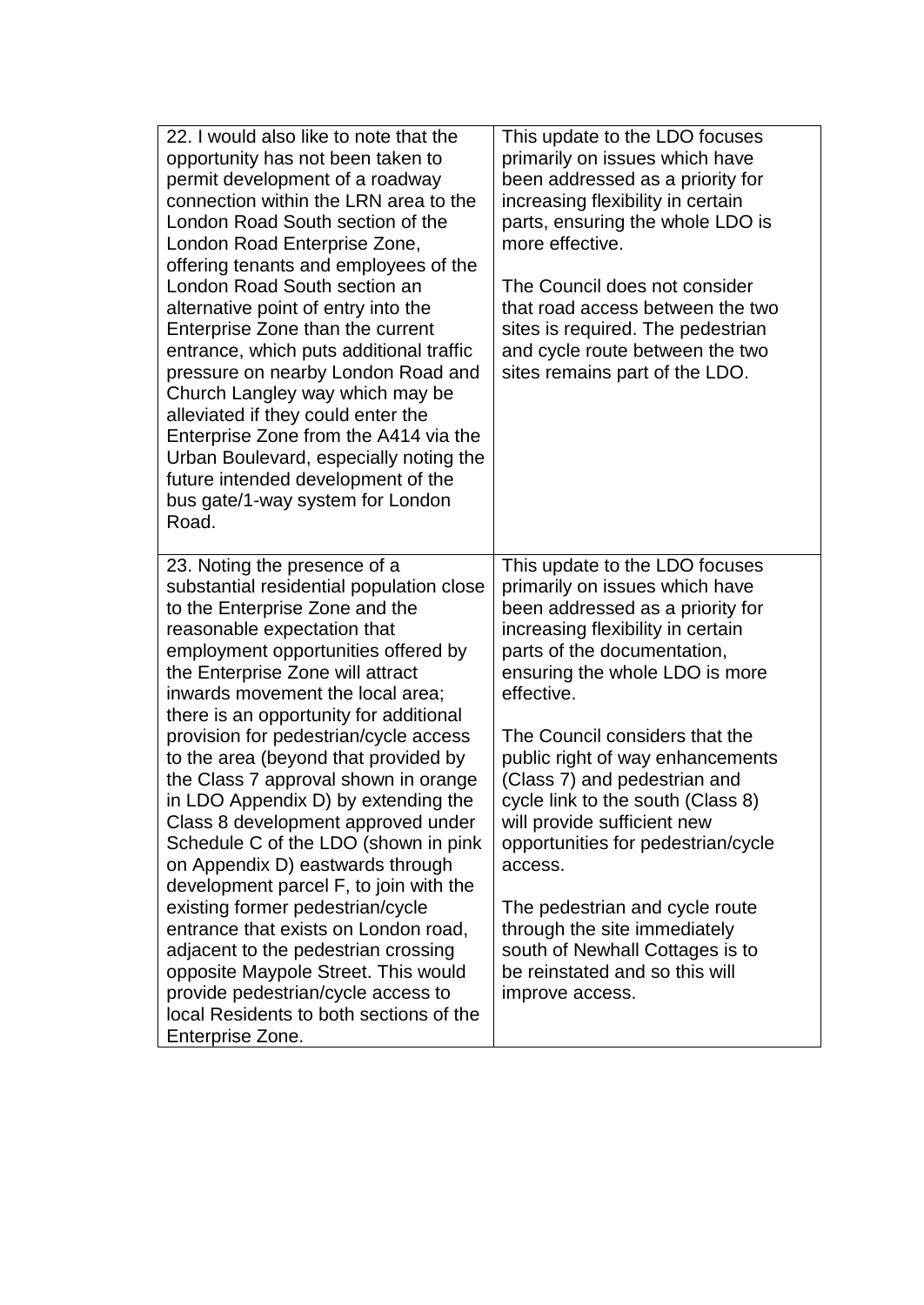| | |
|---|---|
| 22. I would also like to note that the opportunity has not been taken to permit development of a roadway connection within the LRN area to the London Road South section of the London Road Enterprise Zone, offering tenants and employees of the London Road South section an alternative point of entry into the Enterprise Zone than the current entrance, which puts additional traffic pressure on nearby London Road and Church Langley way which may be alleviated if they could enter the Enterprise Zone from the A414 via the Urban Boulevard, especially noting the future intended development of the bus gate/1-way system for London Road. | This update to the LDO focuses primarily on issues which have been addressed as a priority for increasing flexibility in certain parts, ensuring the whole LDO is more effective.<br><br>The Council does not consider that road access between the two sites is required. The pedestrian and cycle route between the two sites remains part of the LDO. |
| 23. Noting the presence of a substantial residential population close to the Enterprise Zone and the reasonable expectation that employment opportunities offered by the Enterprise Zone will attract inwards movement the local area; there is an opportunity for additional provision for pedestrian/cycle access to the area (beyond that provided by the Class 7 approval shown in orange in LDO Appendix D) by extending the Class 8 development approved under Schedule C of the LDO (shown in pink on Appendix D) eastwards through development parcel F, to join with the existing former pedestrian/cycle entrance that exists on London road, adjacent to the pedestrian crossing opposite Maypole Street. This would provide pedestrian/cycle access to local Residents to both sections of the Enterprise Zone. | This update to the LDO focuses primarily on issues which have been addressed as a priority for increasing flexibility in certain parts of the documentation, ensuring the whole LDO is more effective.<br><br>The Council considers that the public right of way enhancements (Class 7) and pedestrian and cycle link to the south (Class 8) will provide sufficient new opportunities for pedestrian/cycle access.<br><br>The pedestrian and cycle route through the site immediately south of Newhall Cottages is to be reinstated and so this will improve access. |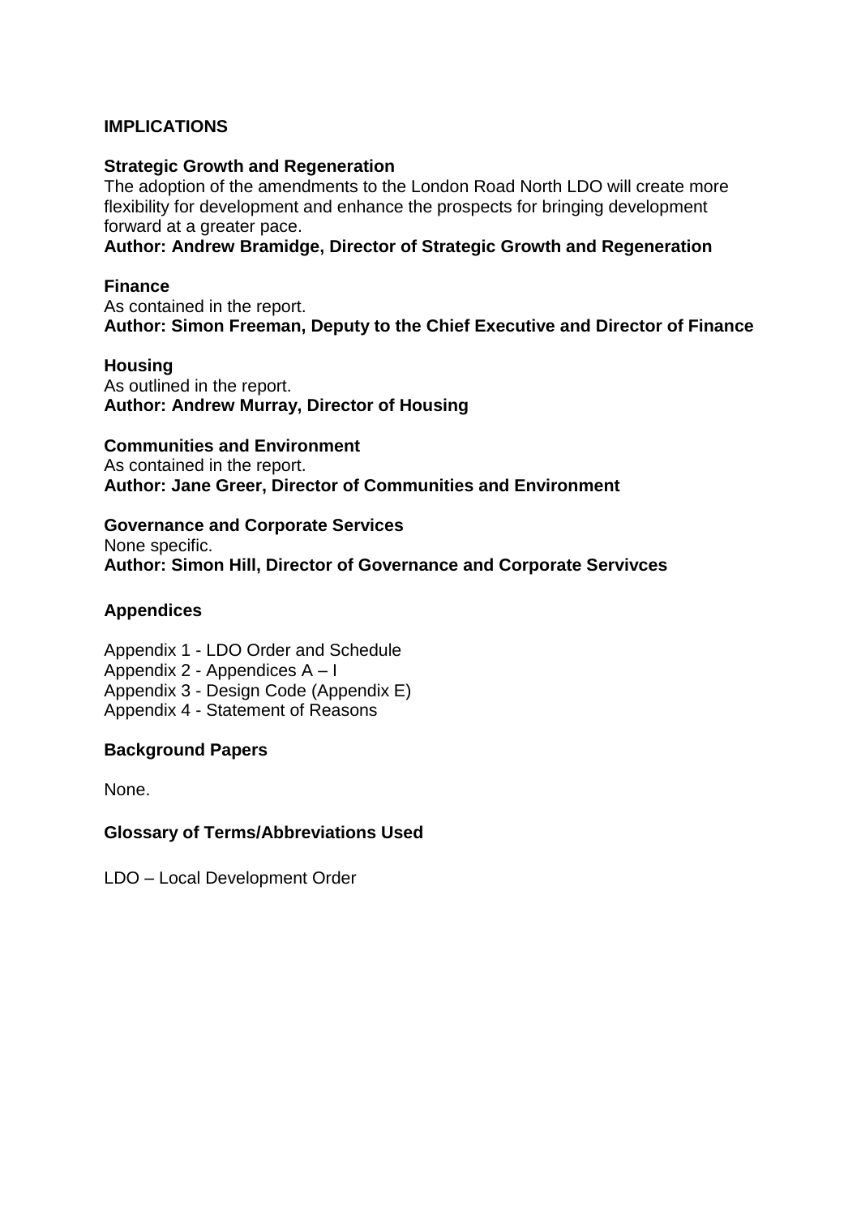**IMPLICATIONS**

**Strategic Growth and Regeneration**
The adoption of the amendments to the London Road North LDO will create more flexibility for development and enhance the prospects for bringing development forward at a greater pace.
**Author: Andrew Bramidge, Director of Strategic Growth and Regeneration**

**Finance**
As contained in the report.
**Author: Simon Freeman, Deputy to the Chief Executive and Director of Finance**

**Housing**
As outlined in the report.
**Author: Andrew Murray, Director of Housing**

**Communities and Environment**
As contained in the report.
**Author: Jane Greer, Director of Communities and Environment**

**Governance and Corporate Services**
None specific.
**Author: Simon Hill, Director of Governance and Corporate Servivces**

**Appendices**

Appendix 1 - LDO Order and Schedule
Appendix 2 - Appendices A – I
Appendix 3 - Design Code (Appendix E)
Appendix 4 - Statement of Reasons

**Background Papers**

None.

**Glossary of Terms/Abbreviations Used**

LDO – Local Development Order